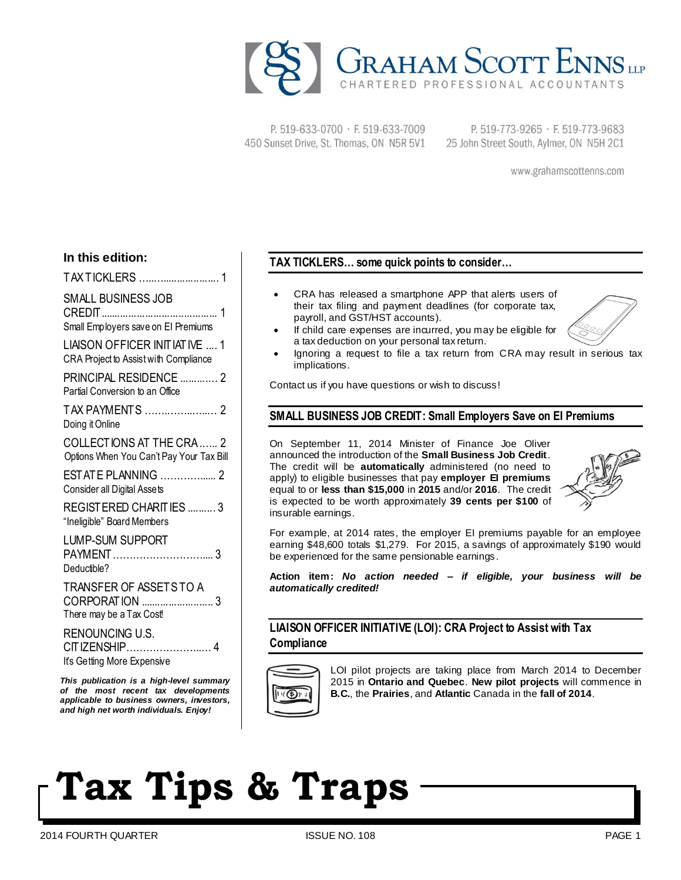# GRAHAM SCOTT ENNS LLP

CHARTERED PROFESSIONAL ACCOUNTANTS

P. 519-633-0700 · F. 519-633-7009
450 Sunset Drive, St. Thomas, ON N5R 5V1

P. 519-773-9265 · F. 519-773-9683
25 John Street South, Aylmer, ON N5H 2C1

www.grahamscottenns.com

# Tax Tips & Traps

2014 FOURTH QUARTER — ISSUE NO. 108

**In this edition:**

- TAX TICKLERS ........................ 1
- SMALL BUSINESS JOB CREDIT ........................ 1
  Small Employers save on EI Premiums
- LIAISON OFFICER INITIATIVE .... 1
  CRA Project to Assist with Compliance
- PRINCIPAL RESIDENCE ............ 2
  Partial Conversion to an Office
- TAX PAYMENTS ..................... 2
  Doing it Online
- COLLECTIONS AT THE CRA ...... 2
  Options When You Can't Pay Your Tax Bill
- ESTATE PLANNING ................ 2
  Consider all Digital Assets
- REGISTERED CHARITIES .......... 3
  "Ineligible" Board Members
- LUMP-SUM SUPPORT PAYMENT ........................ 3
  Deductible?
- TRANSFER OF ASSETS TO A CORPORATION ........................ 3
  There may be a Tax Cost!
- RENOUNCING U.S. CITIZENSHIP........................ 4
  It's Getting More Expensive

***This publication is a high-level summary of the most recent tax developments applicable to business owners, investors, and high net worth individuals. Enjoy!***

## TAX TICKLERS… some quick points to consider…

- CRA has released a smartphone APP that alerts users of their tax filing and payment deadlines (for corporate tax, payroll, and GST/HST accounts).
- If child care expenses are incurred, you may be eligible for a tax deduction on your personal tax return.
- Ignoring a request to file a tax return from CRA may result in serious tax implications.

Contact us if you have questions or wish to discuss!

## SMALL BUSINESS JOB CREDIT: Small Employers Save on EI Premiums

On September 11, 2014 Minister of Finance Joe Oliver announced the introduction of the **Small Business Job Credit**. The credit will be **automatically** administered (no need to apply) to eligible businesses that pay **employer EI premiums** equal to or **less than $15,000** in **2015** and/or **2016**. The credit is expected to be worth approximately **39 cents per $100** of insurable earnings.

For example, at 2014 rates, the employer EI premiums payable for an employee earning $48,600 totals $1,279. For 2015, a savings of approximately $190 would be experienced for the same pensionable earnings.

**Action item:** ***No action needed – if eligible, your business will be automatically credited!***

## LIAISON OFFICER INITIATIVE (LOI): CRA Project to Assist with Tax Compliance

LOI pilot projects are taking place from March 2014 to December 2015 in **Ontario and Quebec**. **New pilot projects** will commence in **B.C.**, the **Prairies**, and **Atlantic** Canada in the **fall of 2014**.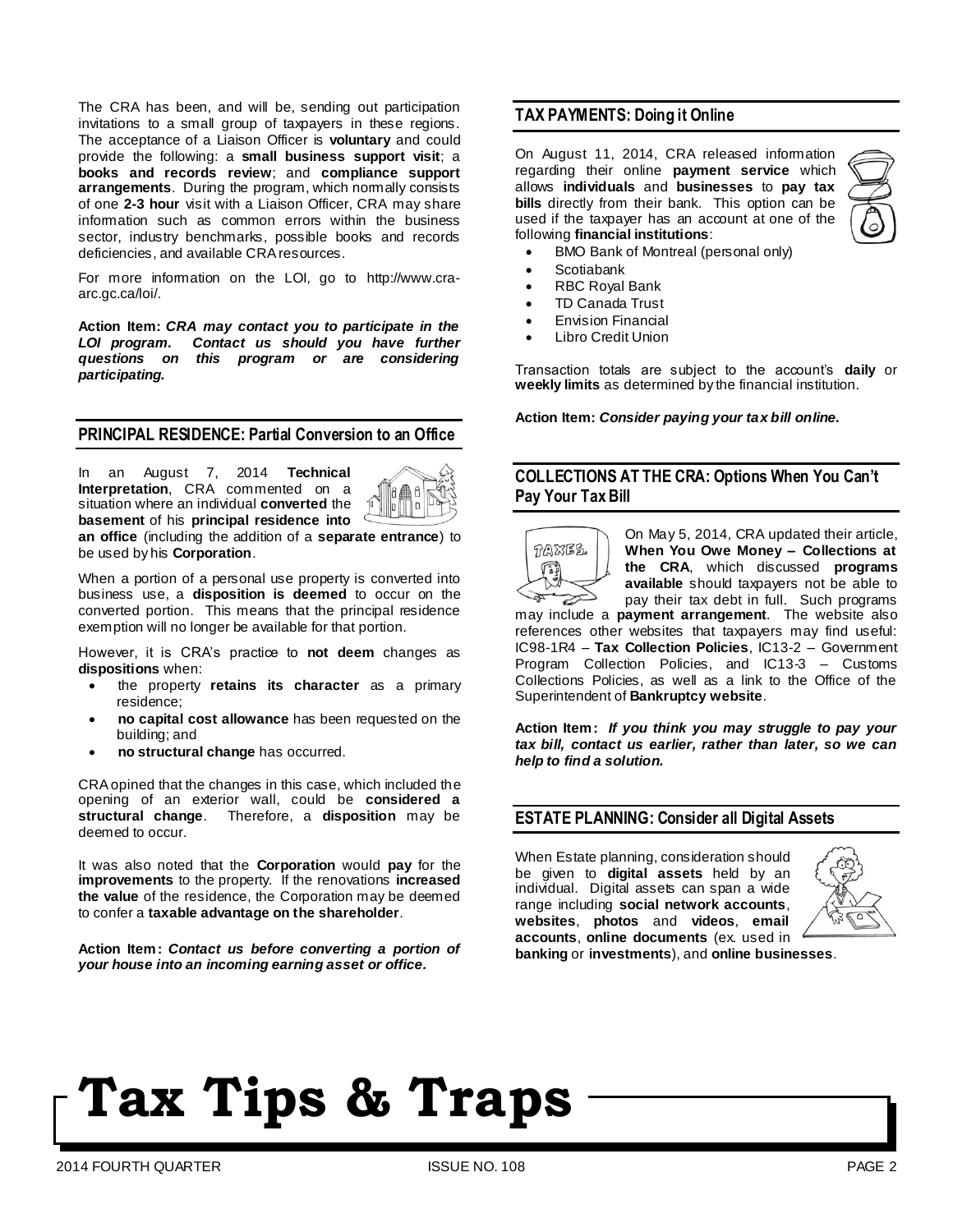The CRA has been, and will be, sending out participation invitations to a small group of taxpayers in these regions. The acceptance of a Liaison Officer is **voluntary** and could provide the following: a **small business support visit**; a **books and records review**; and **compliance support arrangements**. During the program, which normally consists of one **2-3 hour** visit with a Liaison Officer, CRA may share information such as common errors within the business sector, industry benchmarks, possible books and records deficiencies, and available CRA resources.

For more information on the LOI, go to http://www.cra-arc.gc.ca/loi/.

**Action Item:** ***CRA may contact you to participate in the LOI program. Contact us should you have further questions on this program or are considering participating.***

## PRINCIPAL RESIDENCE: Partial Conversion to an Office

In an August 7, 2014 **Technical Interpretation**, CRA commented on a situation where an individual **converted** the **basement** of his **principal residence into an office** (including the addition of a **separate entrance**) to be used by his **Corporation**.

When a portion of a personal use property is converted into business use, a **disposition is deemed** to occur on the converted portion. This means that the principal residence exemption will no longer be available for that portion.

However, it is CRA's practice to **not deem** changes as **dispositions** when:

- the property **retains its character** as a primary residence;
- **no capital cost allowance** has been requested on the building; and
- **no structural change** has occurred.

CRA opined that the changes in this case, which included the opening of an exterior wall, could be **considered a structural change**. Therefore, a **disposition** may be deemed to occur.

It was also noted that the **Corporation** would **pay** for the **improvements** to the property. If the renovations **increased the value** of the residence, the Corporation may be deemed to confer a **taxable advantage on the shareholder**.

**Action Item:** ***Contact us before converting a portion of your house into an incoming earning asset or office.***

## TAX PAYMENTS: Doing it Online

On August 11, 2014, CRA released information regarding their online **payment service** which allows **individuals** and **businesses** to **pay tax bills** directly from their bank. This option can be used if the taxpayer has an account at one of the following **financial institutions**:

- BMO Bank of Montreal (personal only)
- Scotiabank
- RBC Royal Bank
- TD Canada Trust
- Envision Financial
- Libro Credit Union

Transaction totals are subject to the account's **daily** or **weekly limits** as determined by the financial institution.

**Action Item:** ***Consider paying your tax bill online.***

## COLLECTIONS AT THE CRA: Options When You Can't Pay Your Tax Bill

On May 5, 2014, CRA updated their article, **When You Owe Money – Collections at the CRA**, which discussed **programs available** should taxpayers not be able to pay their tax debt in full. Such programs may include a **payment arrangement**. The website also references other websites that taxpayers may find useful: IC98-1R4 – **Tax Collection Policies**, IC13-2 – Government Program Collection Policies, and IC13-3 – Customs Collections Policies, as well as a link to the Office of the Superintendent of **Bankruptcy website**.

**Action Item:** ***If you think you may struggle to pay your tax bill, contact us earlier, rather than later, so we can help to find a solution.***

## ESTATE PLANNING: Consider all Digital Assets

When Estate planning, consideration should be given to **digital assets** held by an individual. Digital assets can span a wide range including **social network accounts**, **websites**, **photos** and **videos**, **email accounts**, **online documents** (ex. used in **banking** or **investments**), and **online businesses**.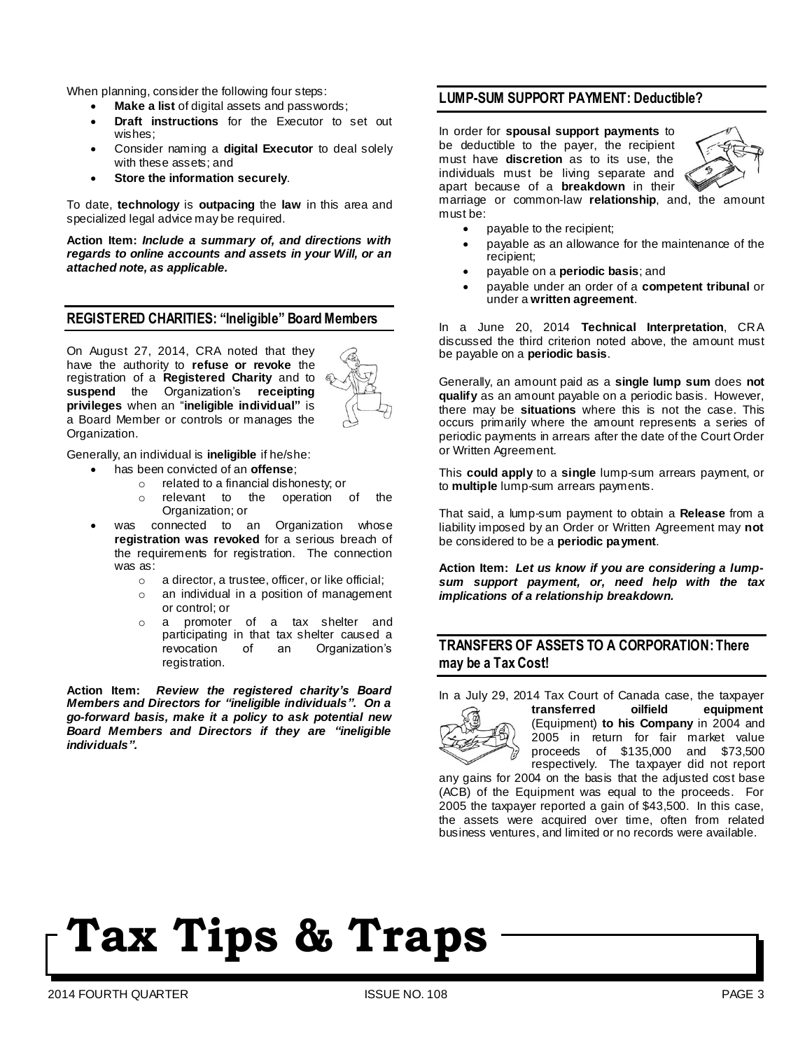When planning, consider the following four steps:

- **Make a list** of digital assets and passwords;
- **Draft instructions** for the Executor to set out wishes;
- Consider naming a **digital Executor** to deal solely with these assets; and
- **Store the information securely**.

To date, **technology** is **outpacing** the **law** in this area and specialized legal advice may be required.

**Action Item:** ***Include a summary of, and directions with regards to online accounts and assets in your Will, or an attached note, as applicable.***

## REGISTERED CHARITIES: "Ineligible" Board Members

On August 27, 2014, CRA noted that they have the authority to **refuse or revoke** the registration of a **Registered Charity** and to **suspend** the Organization's **receipting privileges** when an "**ineligible individual"** is a Board Member or controls or manages the Organization.

Generally, an individual is **ineligible** if he/she:

- has been convicted of an **offense**;
  - related to a financial dishonesty; or
  - relevant to the operation of the Organization; or
- was connected to an Organization whose **registration was revoked** for a serious breach of the requirements for registration. The connection was as:
  - a director, a trustee, officer, or like official;
  - an individual in a position of management or control; or
  - a promoter of a tax shelter and participating in that tax shelter caused a revocation of an Organization's registration.

**Action Item:** ***Review the registered charity's Board Members and Directors for "ineligible individuals". On a go-forward basis, make it a policy to ask potential new Board Members and Directors if they are "ineligible individuals".***

## LUMP-SUM SUPPORT PAYMENT: Deductible?

In order for **spousal support payments** to be deductible to the payer, the recipient must have **discretion** as to its use, the individuals must be living separate and apart because of a **breakdown** in their marriage or common-law **relationship**, and, the amount must be:

- payable to the recipient;
- payable as an allowance for the maintenance of the recipient;
- payable on a **periodic basis**; and
- payable under an order of a **competent tribunal** or under a **written agreement**.

In a June 20, 2014 **Technical Interpretation**, CRA discussed the third criterion noted above, the amount must be payable on a **periodic basis**.

Generally, an amount paid as a **single lump sum** does **not qualify** as an amount payable on a periodic basis. However, there may be **situations** where this is not the case. This occurs primarily where the amount represents a series of periodic payments in arrears after the date of the Court Order or Written Agreement.

This **could apply** to a **single** lump-sum arrears payment, or to **multiple** lump-sum arrears payments.

That said, a lump-sum payment to obtain a **Release** from a liability imposed by an Order or Written Agreement may **not** be considered to be a **periodic payment**.

**Action Item:** ***Let us know if you are considering a lump-sum support payment, or, need help with the tax implications of a relationship breakdown.***

## TRANSFERS OF ASSETS TO A CORPORATION: There may be a Tax Cost!

In a July 29, 2014 Tax Court of Canada case, the taxpayer **transferred oilfield equipment** (Equipment) **to his Company** in 2004 and 2005 in return for fair market value proceeds of $135,000 and $73,500 respectively. The taxpayer did not report any gains for 2004 on the basis that the adjusted cost base (ACB) of the Equipment was equal to the proceeds. For 2005 the taxpayer reported a gain of $43,500. In this case, the assets were acquired over time, often from related business ventures, and limited or no records were available.

# Tax Tips & Traps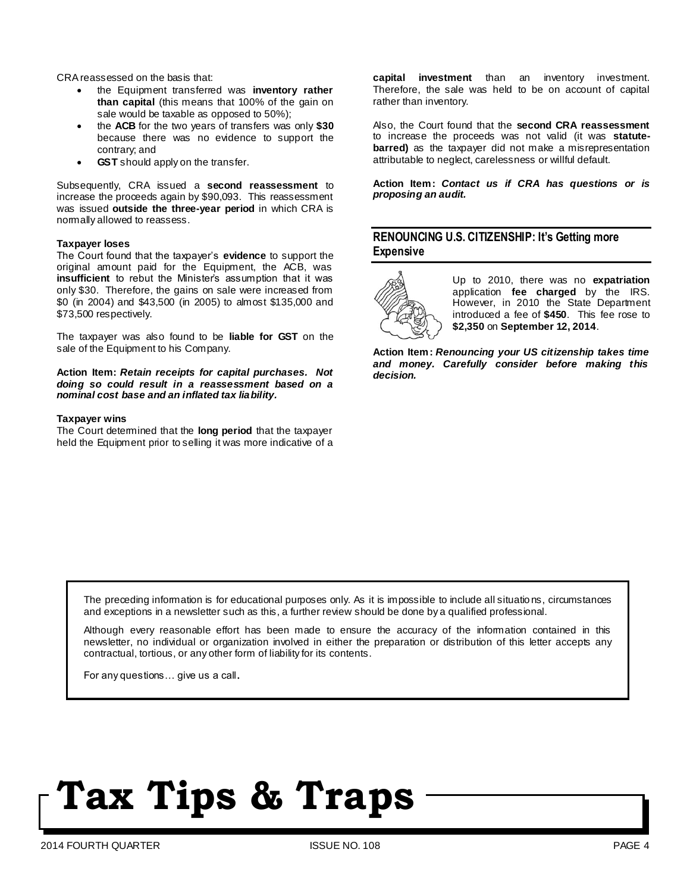CRA reassessed on the basis that:

- the Equipment transferred was **inventory rather than capital** (this means that 100% of the gain on sale would be taxable as opposed to 50%);
- the **ACB** for the two years of transfers was only **$30** because there was no evidence to support the contrary; and
- **GST** should apply on the transfer.

Subsequently, CRA issued a **second reassessment** to increase the proceeds again by $90,093. This reassessment was issued **outside the three-year period** in which CRA is normally allowed to reassess.

**Taxpayer loses**

The Court found that the taxpayer's **evidence** to support the original amount paid for the Equipment, the ACB, was **insufficient** to rebut the Minister's assumption that it was only $30. Therefore, the gains on sale were increased from $0 (in 2004) and $43,500 (in 2005) to almost $135,000 and $73,500 respectively.

The taxpayer was also found to be **liable for GST** on the sale of the Equipment to his Company.

**Action Item:** ***Retain receipts for capital purchases. Not doing so could result in a reassessment based on a nominal cost base and an inflated tax liability.***

**Taxpayer wins**

The Court determined that the **long period** that the taxpayer held the Equipment prior to selling it was more indicative of a **capital investment** than an inventory investment. Therefore, the sale was held to be on account of capital rather than inventory.

Also, the Court found that the **second CRA reassessment** to increase the proceeds was not valid (it was **statute-barred)** as the taxpayer did not make a misrepresentation attributable to neglect, carelessness or willful default.

**Action Item:** ***Contact us if CRA has questions or is proposing an audit.***

## RENOUNCING U.S. CITIZENSHIP: It's Getting more Expensive

Up to 2010, there was no **expatriation** application **fee charged** by the IRS. However, in 2010 the State Department introduced a fee of **$450**. This fee rose to **$2,350** on **September 12, 2014**.

**Action Item:** ***Renouncing your US citizenship takes time and money. Carefully consider before making this decision.***

---

The preceding information is for educational purposes only. As it is impossible to include all situations, circumstances and exceptions in a newsletter such as this, a further review should be done by a qualified professional.

Although every reasonable effort has been made to ensure the accuracy of the information contained in this newsletter, no individual or organization involved in either the preparation or distribution of this letter accepts any contractual, tortious, or any other form of liability for its contents.

For any questions… give us a call.